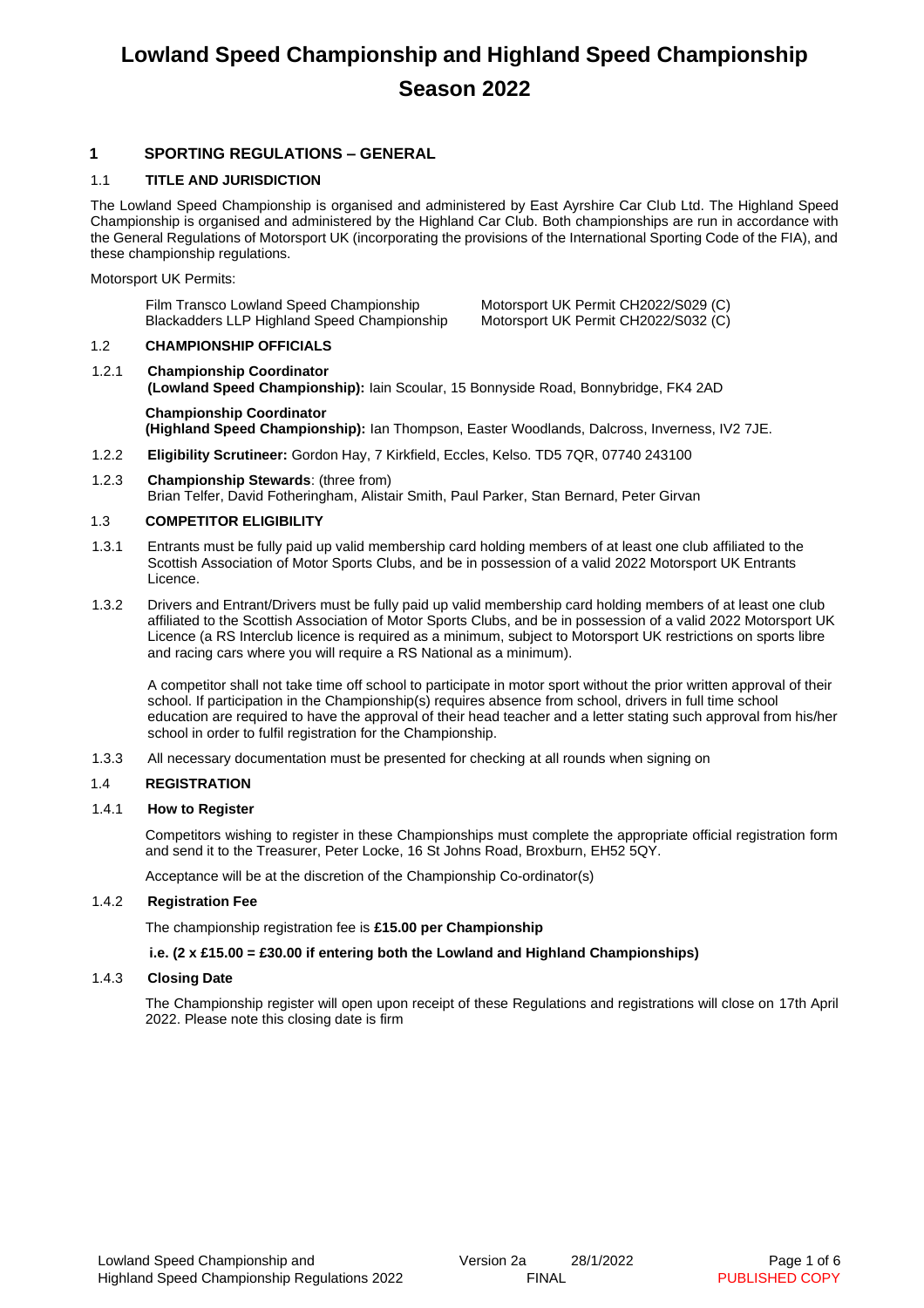# Lowland Speed Championship and Highland Speed Championship Season 2022

## 1 SPORTING REGULATIONS – GENERAL

### 1.1 TITLE AND JURISDICTION

The Lowland Speed Championship is organised and administered by East Ayrshire Car Club Ltd. The Highland Speed Championship is organised and administered by the Highland Car Club. Both championships are run in accordance with the General Regulations of Motorsport UK (incorporating the provisions of the International Sporting Code of the FIA), and these championship regulations.

Motorsport UK Permits:

| | |
|---|---|
| Film Transco Lowland Speed Championship | Motorsport UK Permit CH2022/S029 (C) |
| Blackadders LLP Highland Speed Championship | Motorsport UK Permit CH2022/S032 (C) |

### 1.2 CHAMPIONSHIP OFFICIALS

1.2.1 **Championship Coordinator (Lowland Speed Championship):** Iain Scoular, 15 Bonnyside Road, Bonnybridge, FK4 2AD

**Championship Coordinator (Highland Speed Championship):** Ian Thompson, Easter Woodlands, Dalcross, Inverness, IV2 7JE.

1.2.2 **Eligibility Scrutineer:** Gordon Hay, 7 Kirkfield, Eccles, Kelso. TD5 7QR, 07740 243100

1.2.3 **Championship Stewards**: (three from)
Brian Telfer, David Fotheringham, Alistair Smith, Paul Parker, Stan Bernard, Peter Girvan

### 1.3 COMPETITOR ELIGIBILITY

1.3.1 Entrants must be fully paid up valid membership card holding members of at least one club affiliated to the Scottish Association of Motor Sports Clubs, and be in possession of a valid 2022 Motorsport UK Entrants Licence.

1.3.2 Drivers and Entrant/Drivers must be fully paid up valid membership card holding members of at least one club affiliated to the Scottish Association of Motor Sports Clubs, and be in possession of a valid 2022 Motorsport UK Licence (a RS Interclub licence is required as a minimum, subject to Motorsport UK restrictions on sports libre and racing cars where you will require a RS National as a minimum).

A competitor shall not take time off school to participate in motor sport without the prior written approval of their school. If participation in the Championship(s) requires absence from school, drivers in full time school education are required to have the approval of their head teacher and a letter stating such approval from his/her school in order to fulfil registration for the Championship.

1.3.3 All necessary documentation must be presented for checking at all rounds when signing on

### 1.4 REGISTRATION

#### 1.4.1 How to Register

Competitors wishing to register in these Championships must complete the appropriate official registration form and send it to the Treasurer, Peter Locke, 16 St Johns Road, Broxburn, EH52 5QY.

Acceptance will be at the discretion of the Championship Co-ordinator(s)

#### 1.4.2 Registration Fee

The championship registration fee is **£15.00 per Championship**

**i.e. (2 x £15.00 = £30.00 if entering both the Lowland and Highland Championships)**

#### 1.4.3 Closing Date

The Championship register will open upon receipt of these Regulations and registrations will close on 17th April 2022. Please note this closing date is firm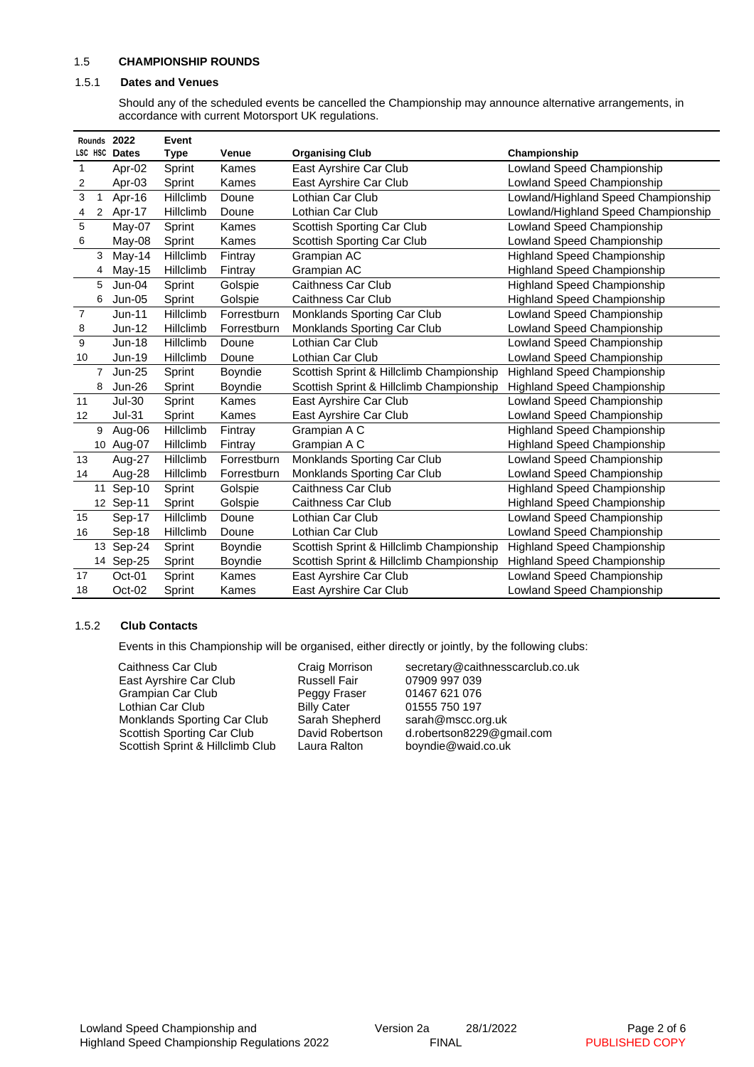### 1.5 CHAMPIONSHIP ROUNDS

#### 1.5.1 Dates and Venues

Should any of the scheduled events be cancelled the Championship may announce alternative arrangements, in accordance with current Motorsport UK regulations.

| Rounds LSC | Rounds HSC | 2022 Dates | Event Type | Venue | Organising Club | Championship |
|---|---|---|---|---|---|---|
| 1 | | Apr-02 | Sprint | Kames | East Ayrshire Car Club | Lowland Speed Championship |
| 2 | | Apr-03 | Sprint | Kames | East Ayrshire Car Club | Lowland Speed Championship |
| 3 | 1 | Apr-16 | Hillclimb | Doune | Lothian Car Club | Lowland/Highland Speed Championship |
| 4 | 2 | Apr-17 | Hillclimb | Doune | Lothian Car Club | Lowland/Highland Speed Championship |
| 5 | | May-07 | Sprint | Kames | Scottish Sporting Car Club | Lowland Speed Championship |
| 6 | | May-08 | Sprint | Kames | Scottish Sporting Car Club | Lowland Speed Championship |
| | 3 | May-14 | Hillclimb | Fintray | Grampian AC | Highland Speed Championship |
| | 4 | May-15 | Hillclimb | Fintray | Grampian AC | Highland Speed Championship |
| | 5 | Jun-04 | Sprint | Golspie | Caithness Car Club | Highland Speed Championship |
| | 6 | Jun-05 | Sprint | Golspie | Caithness Car Club | Highland Speed Championship |
| 7 | | Jun-11 | Hillclimb | Forrestburn | Monklands Sporting Car Club | Lowland Speed Championship |
| 8 | | Jun-12 | Hillclimb | Forrestburn | Monklands Sporting Car Club | Lowland Speed Championship |
| 9 | | Jun-18 | Hillclimb | Doune | Lothian Car Club | Lowland Speed Championship |
| 10 | | Jun-19 | Hillclimb | Doune | Lothian Car Club | Lowland Speed Championship |
| | 7 | Jun-25 | Sprint | Boyndie | Scottish Sprint & Hillclimb Championship | Highland Speed Championship |
| | 8 | Jun-26 | Sprint | Boyndie | Scottish Sprint & Hillclimb Championship | Highland Speed Championship |
| 11 | | Jul-30 | Sprint | Kames | East Ayrshire Car Club | Lowland Speed Championship |
| 12 | | Jul-31 | Sprint | Kames | East Ayrshire Car Club | Lowland Speed Championship |
| | 9 | Aug-06 | Hillclimb | Fintray | Grampian A C | Highland Speed Championship |
| | 10 | Aug-07 | Hillclimb | Fintray | Grampian A C | Highland Speed Championship |
| 13 | | Aug-27 | Hillclimb | Forrestburn | Monklands Sporting Car Club | Lowland Speed Championship |
| 14 | | Aug-28 | Hillclimb | Forrestburn | Monklands Sporting Car Club | Lowland Speed Championship |
| | 11 | Sep-10 | Sprint | Golspie | Caithness Car Club | Highland Speed Championship |
| | 12 | Sep-11 | Sprint | Golspie | Caithness Car Club | Highland Speed Championship |
| 15 | | Sep-17 | Hillclimb | Doune | Lothian Car Club | Lowland Speed Championship |
| 16 | | Sep-18 | Hillclimb | Doune | Lothian Car Club | Lowland Speed Championship |
| | 13 | Sep-24 | Sprint | Boyndie | Scottish Sprint & Hillclimb Championship | Highland Speed Championship |
| | 14 | Sep-25 | Sprint | Boyndie | Scottish Sprint & Hillclimb Championship | Highland Speed Championship |
| 17 | | Oct-01 | Sprint | Kames | East Ayrshire Car Club | Lowland Speed Championship |
| 18 | | Oct-02 | Sprint | Kames | East Ayrshire Car Club | Lowland Speed Championship |

#### 1.5.2 Club Contacts

Events in this Championship will be organised, either directly or jointly, by the following clubs:

| Club | Contact | Details |
|---|---|---|
| Caithness Car Club | Craig Morrison | secretary@caithnesscarclub.co.uk |
| East Ayrshire Car Club | Russell Fair | 07909 997 039 |
| Grampian Car Club | Peggy Fraser | 01467 621 076 |
| Lothian Car Club | Billy Cater | 01555 750 197 |
| Monklands Sporting Car Club | Sarah Shepherd | sarah@mscc.org.uk |
| Scottish Sporting Car Club | David Robertson | d.robertson8229@gmail.com |
| Scottish Sprint & Hillclimb Club | Laura Ralton | boyndie@waid.co.uk |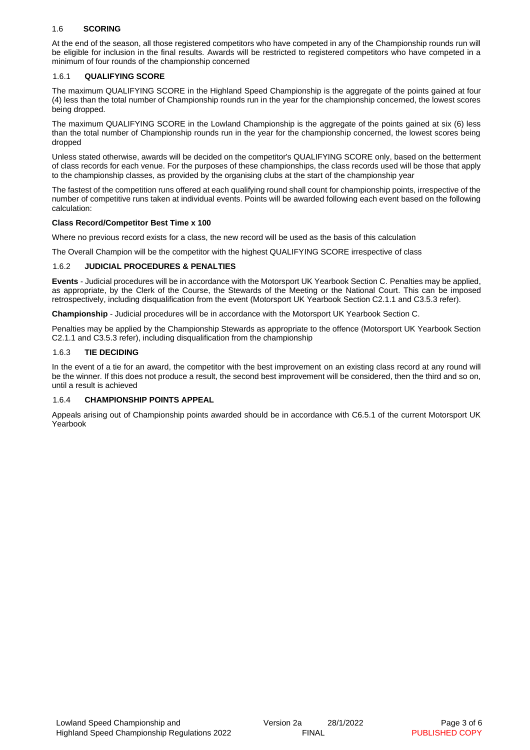## 1.6 SCORING

At the end of the season, all those registered competitors who have competed in any of the Championship rounds run will be eligible for inclusion in the final results. Awards will be restricted to registered competitors who have competed in a minimum of four rounds of the championship concerned

### 1.6.1 QUALIFYING SCORE

The maximum QUALIFYING SCORE in the Highland Speed Championship is the aggregate of the points gained at four (4) less than the total number of Championship rounds run in the year for the championship concerned, the lowest scores being dropped.

The maximum QUALIFYING SCORE in the Lowland Championship is the aggregate of the points gained at six (6) less than the total number of Championship rounds run in the year for the championship concerned, the lowest scores being dropped

Unless stated otherwise, awards will be decided on the competitor's QUALIFYING SCORE only, based on the betterment of class records for each venue. For the purposes of these championships, the class records used will be those that apply to the championship classes, as provided by the organising clubs at the start of the championship year

The fastest of the competition runs offered at each qualifying round shall count for championship points, irrespective of the number of competitive runs taken at individual events. Points will be awarded following each event based on the following calculation:

**Class Record/Competitor Best Time x 100**

Where no previous record exists for a class, the new record will be used as the basis of this calculation

The Overall Champion will be the competitor with the highest QUALIFYING SCORE irrespective of class

### 1.6.2 JUDICIAL PROCEDURES & PENALTIES

**Events** - Judicial procedures will be in accordance with the Motorsport UK Yearbook Section C. Penalties may be applied, as appropriate, by the Clerk of the Course, the Stewards of the Meeting or the National Court. This can be imposed retrospectively, including disqualification from the event (Motorsport UK Yearbook Section C2.1.1 and C3.5.3 refer).

**Championship** - Judicial procedures will be in accordance with the Motorsport UK Yearbook Section C.

Penalties may be applied by the Championship Stewards as appropriate to the offence (Motorsport UK Yearbook Section C2.1.1 and C3.5.3 refer), including disqualification from the championship

### 1.6.3 TIE DECIDING

In the event of a tie for an award, the competitor with the best improvement on an existing class record at any round will be the winner. If this does not produce a result, the second best improvement will be considered, then the third and so on, until a result is achieved

### 1.6.4 CHAMPIONSHIP POINTS APPEAL

Appeals arising out of Championship points awarded should be in accordance with C6.5.1 of the current Motorsport UK Yearbook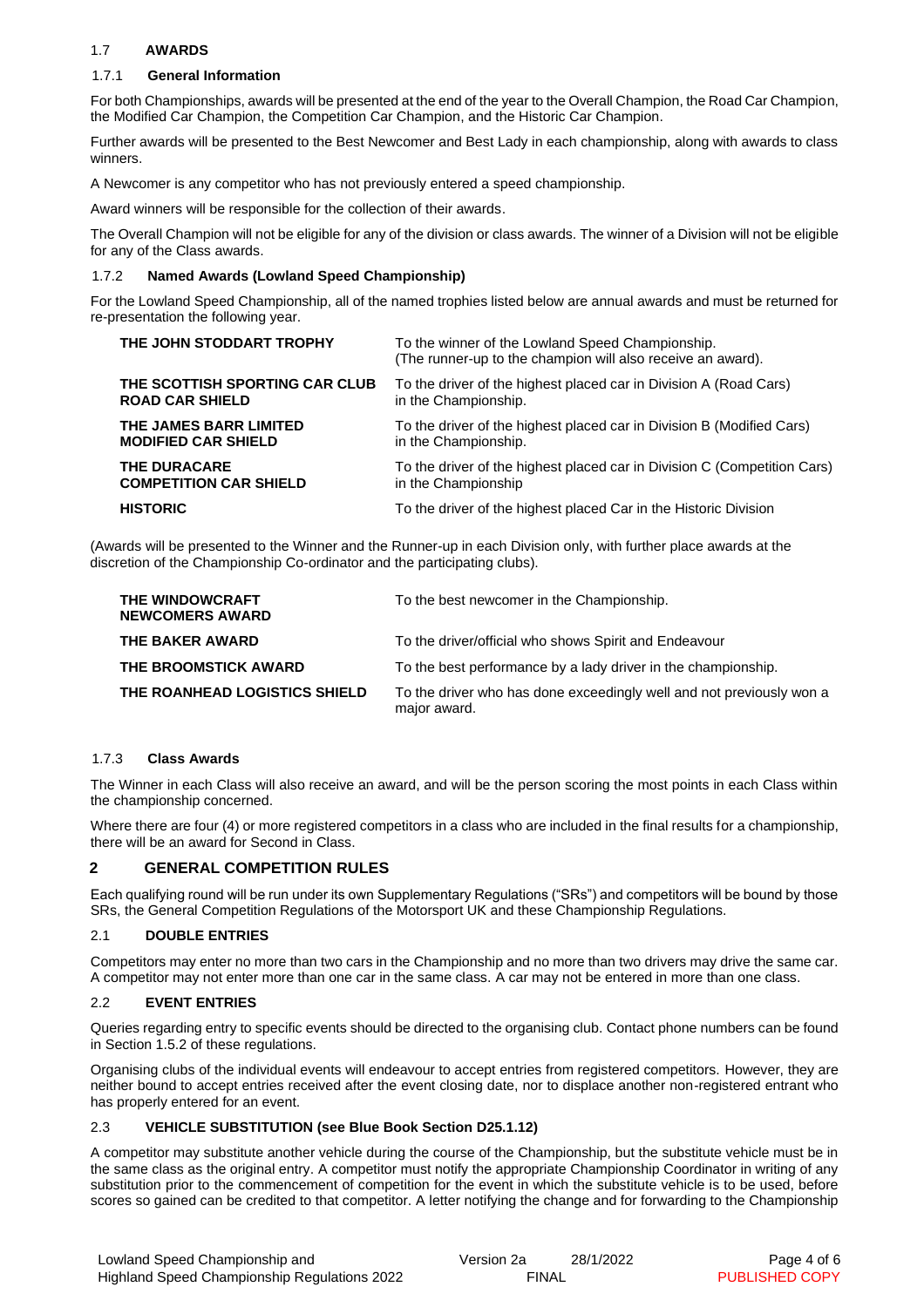### 1.7 AWARDS

#### 1.7.1 General Information

For both Championships, awards will be presented at the end of the year to the Overall Champion, the Road Car Champion, the Modified Car Champion, the Competition Car Champion, and the Historic Car Champion.

Further awards will be presented to the Best Newcomer and Best Lady in each championship, along with awards to class winners.

A Newcomer is any competitor who has not previously entered a speed championship.

Award winners will be responsible for the collection of their awards.

The Overall Champion will not be eligible for any of the division or class awards. The winner of a Division will not be eligible for any of the Class awards.

#### 1.7.2 Named Awards (Lowland Speed Championship)

For the Lowland Speed Championship, all of the named trophies listed below are annual awards and must be returned for re-presentation the following year.

| | |
|---|---|
| **THE JOHN STODDART TROPHY** | To the winner of the Lowland Speed Championship. (The runner-up to the champion will also receive an award). |
| **THE SCOTTISH SPORTING CAR CLUB ROAD CAR SHIELD** | To the driver of the highest placed car in Division A (Road Cars) in the Championship. |
| **THE JAMES BARR LIMITED MODIFIED CAR SHIELD** | To the driver of the highest placed car in Division B (Modified Cars) in the Championship. |
| **THE DURACARE COMPETITION CAR SHIELD** | To the driver of the highest placed car in Division C (Competition Cars) in the Championship |
| **HISTORIC** | To the driver of the highest placed Car in the Historic Division |

(Awards will be presented to the Winner and the Runner-up in each Division only, with further place awards at the discretion of the Championship Co-ordinator and the participating clubs).

| | |
|---|---|
| **THE WINDOWCRAFT NEWCOMERS AWARD** | To the best newcomer in the Championship. |
| **THE BAKER AWARD** | To the driver/official who shows Spirit and Endeavour |
| **THE BROOMSTICK AWARD** | To the best performance by a lady driver in the championship. |
| **THE ROANHEAD LOGISTICS SHIELD** | To the driver who has done exceedingly well and not previously won a major award. |

#### 1.7.3 Class Awards

The Winner in each Class will also receive an award, and will be the person scoring the most points in each Class within the championship concerned.

Where there are four (4) or more registered competitors in a class who are included in the final results for a championship, there will be an award for Second in Class.

## 2 GENERAL COMPETITION RULES

Each qualifying round will be run under its own Supplementary Regulations ("SRs") and competitors will be bound by those SRs, the General Competition Regulations of the Motorsport UK and these Championship Regulations.

### 2.1 DOUBLE ENTRIES

Competitors may enter no more than two cars in the Championship and no more than two drivers may drive the same car. A competitor may not enter more than one car in the same class. A car may not be entered in more than one class.

### 2.2 EVENT ENTRIES

Queries regarding entry to specific events should be directed to the organising club. Contact phone numbers can be found in Section 1.5.2 of these regulations.

Organising clubs of the individual events will endeavour to accept entries from registered competitors. However, they are neither bound to accept entries received after the event closing date, nor to displace another non-registered entrant who has properly entered for an event.

### 2.3 VEHICLE SUBSTITUTION (see Blue Book Section D25.1.12)

A competitor may substitute another vehicle during the course of the Championship, but the substitute vehicle must be in the same class as the original entry. A competitor must notify the appropriate Championship Coordinator in writing of any substitution prior to the commencement of competition for the event in which the substitute vehicle is to be used, before scores so gained can be credited to that competitor. A letter notifying the change and for forwarding to the Championship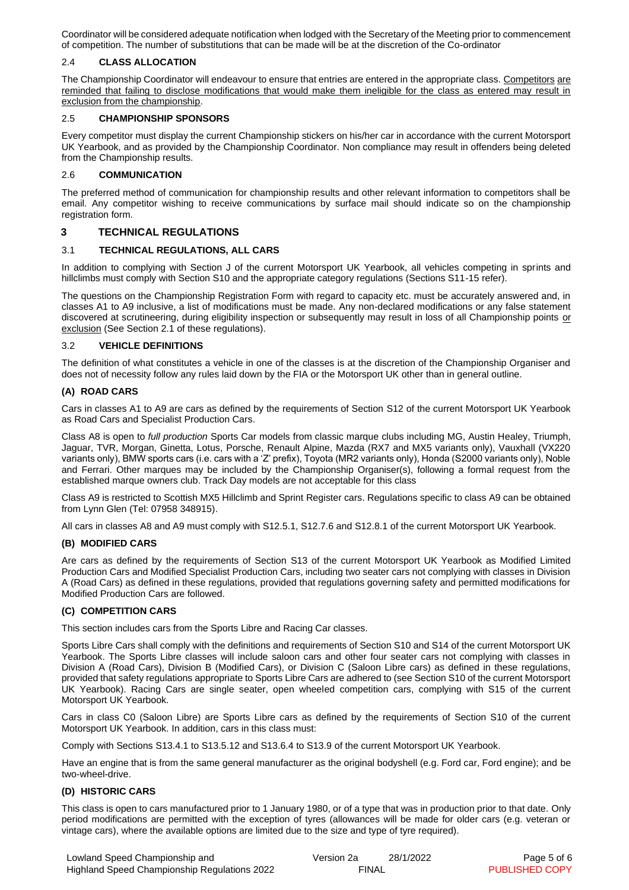Coordinator will be considered adequate notification when lodged with the Secretary of the Meeting prior to commencement of competition. The number of substitutions that can be made will be at the discretion of the Co-ordinator

### 2.4 CLASS ALLOCATION

The Championship Coordinator will endeavour to ensure that entries are entered in the appropriate class. Competitors are reminded that failing to disclose modifications that would make them ineligible for the class as entered may result in exclusion from the championship.

### 2.5 CHAMPIONSHIP SPONSORS

Every competitor must display the current Championship stickers on his/her car in accordance with the current Motorsport UK Yearbook, and as provided by the Championship Coordinator. Non compliance may result in offenders being deleted from the Championship results.

### 2.6 COMMUNICATION

The preferred method of communication for championship results and other relevant information to competitors shall be email. Any competitor wishing to receive communications by surface mail should indicate so on the championship registration form.

## 3 TECHNICAL REGULATIONS

### 3.1 TECHNICAL REGULATIONS, ALL CARS

In addition to complying with Section J of the current Motorsport UK Yearbook, all vehicles competing in sprints and hillclimbs must comply with Section S10 and the appropriate category regulations (Sections S11-15 refer).

The questions on the Championship Registration Form with regard to capacity etc. must be accurately answered and, in classes A1 to A9 inclusive, a list of modifications must be made. Any non-declared modifications or any false statement discovered at scrutineering, during eligibility inspection or subsequently may result in loss of all Championship points or exclusion (See Section 2.1 of these regulations).

### 3.2 VEHICLE DEFINITIONS

The definition of what constitutes a vehicle in one of the classes is at the discretion of the Championship Organiser and does not of necessity follow any rules laid down by the FIA or the Motorsport UK other than in general outline.

#### (A) ROAD CARS

Cars in classes A1 to A9 are cars as defined by the requirements of Section S12 of the current Motorsport UK Yearbook as Road Cars and Specialist Production Cars.

Class A8 is open to *full production* Sports Car models from classic marque clubs including MG, Austin Healey, Triumph, Jaguar, TVR, Morgan, Ginetta, Lotus, Porsche, Renault Alpine, Mazda (RX7 and MX5 variants only), Vauxhall (VX220 variants only), BMW sports cars (i.e. cars with a 'Z' prefix), Toyota (MR2 variants only), Honda (S2000 variants only), Noble and Ferrari. Other marques may be included by the Championship Organiser(s), following a formal request from the established marque owners club. Track Day models are not acceptable for this class

Class A9 is restricted to Scottish MX5 Hillclimb and Sprint Register cars. Regulations specific to class A9 can be obtained from Lynn Glen (Tel: 07958 348915).

All cars in classes A8 and A9 must comply with S12.5.1, S12.7.6 and S12.8.1 of the current Motorsport UK Yearbook.

#### (B) MODIFIED CARS

Are cars as defined by the requirements of Section S13 of the current Motorsport UK Yearbook as Modified Limited Production Cars and Modified Specialist Production Cars, including two seater cars not complying with classes in Division A (Road Cars) as defined in these regulations, provided that regulations governing safety and permitted modifications for Modified Production Cars are followed.

#### (C) COMPETITION CARS

This section includes cars from the Sports Libre and Racing Car classes.

Sports Libre Cars shall comply with the definitions and requirements of Section S10 and S14 of the current Motorsport UK Yearbook. The Sports Libre classes will include saloon cars and other four seater cars not complying with classes in Division A (Road Cars), Division B (Modified Cars), or Division C (Saloon Libre cars) as defined in these regulations, provided that safety regulations appropriate to Sports Libre Cars are adhered to (see Section S10 of the current Motorsport UK Yearbook). Racing Cars are single seater, open wheeled competition cars, complying with S15 of the current Motorsport UK Yearbook.

Cars in class C0 (Saloon Libre) are Sports Libre cars as defined by the requirements of Section S10 of the current Motorsport UK Yearbook. In addition, cars in this class must:

Comply with Sections S13.4.1 to S13.5.12 and S13.6.4 to S13.9 of the current Motorsport UK Yearbook.

Have an engine that is from the same general manufacturer as the original bodyshell (e.g. Ford car, Ford engine); and be two-wheel-drive.

#### (D) HISTORIC CARS

This class is open to cars manufactured prior to 1 January 1980, or of a type that was in production prior to that date. Only period modifications are permitted with the exception of tyres (allowances will be made for older cars (e.g. veteran or vintage cars), where the available options are limited due to the size and type of tyre required).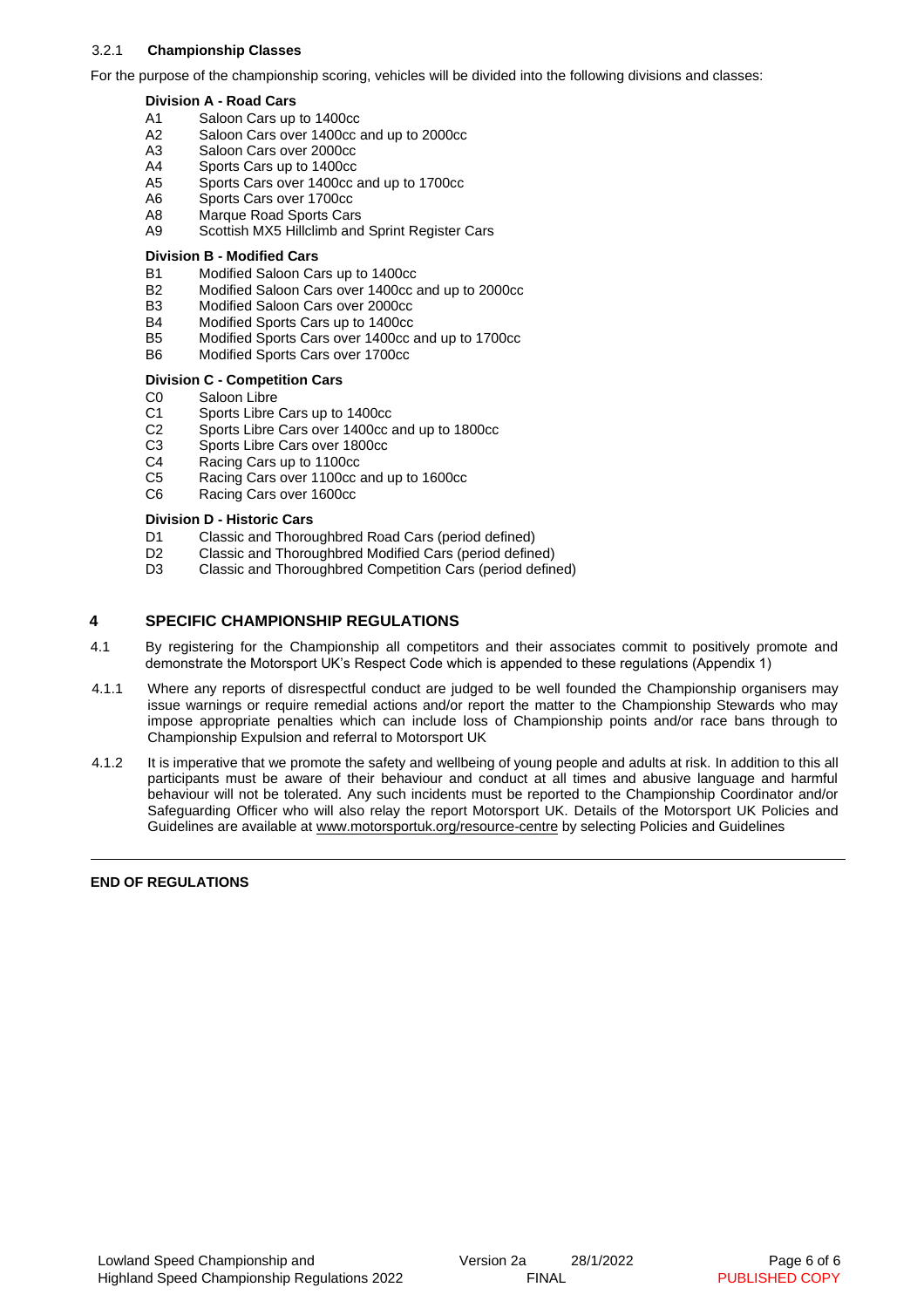### 3.2.1 **Championship Classes**

For the purpose of the championship scoring, vehicles will be divided into the following divisions and classes:

**Division A - Road Cars**

- A1 Saloon Cars up to 1400cc
- A2 Saloon Cars over 1400cc and up to 2000cc
- A3 Saloon Cars over 2000cc
- A4 Sports Cars up to 1400cc
- A5 Sports Cars over 1400cc and up to 1700cc
- A6 Sports Cars over 1700cc
- A8 Marque Road Sports Cars
- A9 Scottish MX5 Hillclimb and Sprint Register Cars

**Division B - Modified Cars**

- B1 Modified Saloon Cars up to 1400cc
- B2 Modified Saloon Cars over 1400cc and up to 2000cc
- B3 Modified Saloon Cars over 2000cc
- B4 Modified Sports Cars up to 1400cc
- B5 Modified Sports Cars over 1400cc and up to 1700cc
- B6 Modified Sports Cars over 1700cc

**Division C - Competition Cars**

- C0 Saloon Libre
- C1 Sports Libre Cars up to 1400cc
- C2 Sports Libre Cars over 1400cc and up to 1800cc
- C3 Sports Libre Cars over 1800cc
- C4 Racing Cars up to 1100cc
- C5 Racing Cars over 1100cc and up to 1600cc
- C6 Racing Cars over 1600cc

**Division D - Historic Cars**

- D1 Classic and Thoroughbred Road Cars (period defined)
- D2 Classic and Thoroughbred Modified Cars (period defined)
- D3 Classic and Thoroughbred Competition Cars (period defined)

## 4 SPECIFIC CHAMPIONSHIP REGULATIONS

4.1 By registering for the Championship all competitors and their associates commit to positively promote and demonstrate the Motorsport UK's Respect Code which is appended to these regulations (Appendix 1)

4.1.1 Where any reports of disrespectful conduct are judged to be well founded the Championship organisers may issue warnings or require remedial actions and/or report the matter to the Championship Stewards who may impose appropriate penalties which can include loss of Championship points and/or race bans through to Championship Expulsion and referral to Motorsport UK

4.1.2 It is imperative that we promote the safety and wellbeing of young people and adults at risk. In addition to this all participants must be aware of their behaviour and conduct at all times and abusive language and harmful behaviour will not be tolerated. Any such incidents must be reported to the Championship Coordinator and/or Safeguarding Officer who will also relay the report Motorsport UK. Details of the Motorsport UK Policies and Guidelines are available at www.motorsportuk.org/resource-centre by selecting Policies and Guidelines

---

**END OF REGULATIONS**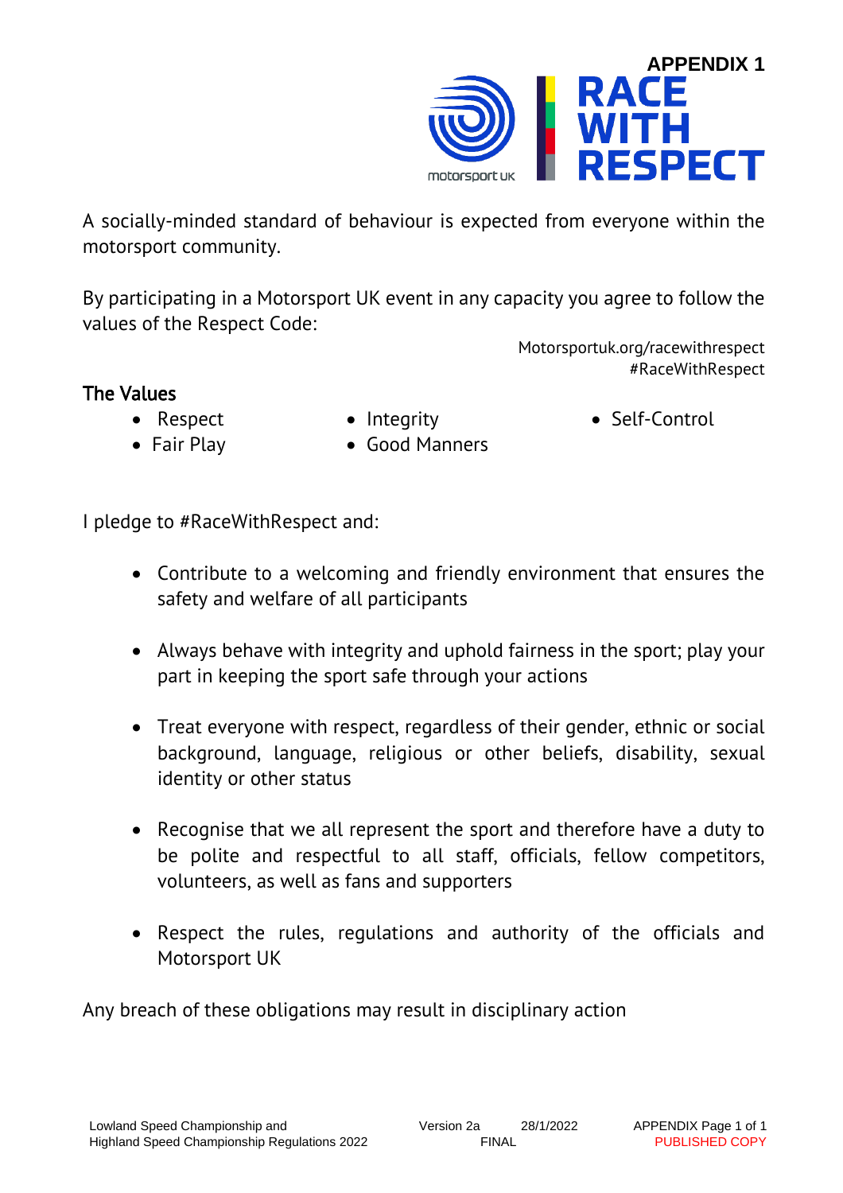# APPENDIX 1

# RACE WITH RESPECT

A socially-minded standard of behaviour is expected from everyone within the motorsport community.

By participating in a Motorsport UK event in any capacity you agree to follow the values of the Respect Code:

Motorsportuk.org/racewithrespect
#RaceWithRespect

## The Values

- Respect
- Fair Play
- Integrity
- Good Manners
- Self-Control

I pledge to #RaceWithRespect and:

- Contribute to a welcoming and friendly environment that ensures the safety and welfare of all participants
- Always behave with integrity and uphold fairness in the sport; play your part in keeping the sport safe through your actions
- Treat everyone with respect, regardless of their gender, ethnic or social background, language, religious or other beliefs, disability, sexual identity or other status
- Recognise that we all represent the sport and therefore have a duty to be polite and respectful to all staff, officials, fellow competitors, volunteers, as well as fans and supporters
- Respect the rules, regulations and authority of the officials and Motorsport UK

Any breach of these obligations may result in disciplinary action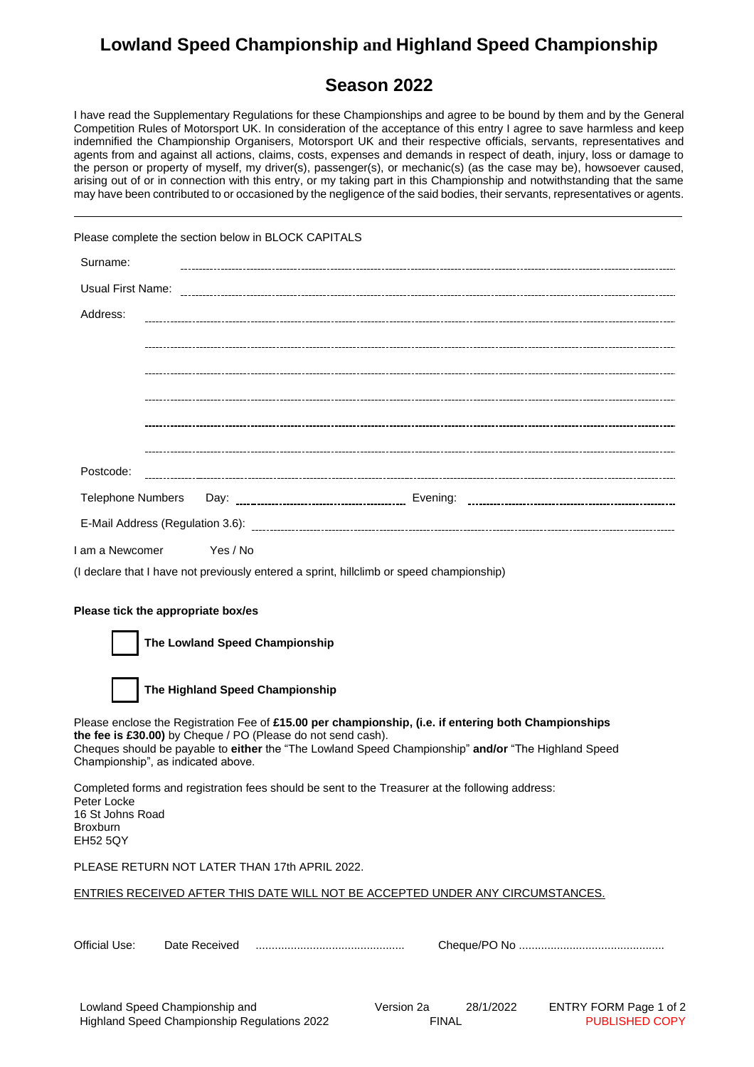# Lowland Speed Championship and Highland Speed Championship

## Season 2022

I have read the Supplementary Regulations for these Championships and agree to be bound by them and by the General Competition Rules of Motorsport UK. In consideration of the acceptance of this entry I agree to save harmless and keep indemnified the Championship Organisers, Motorsport UK and their respective officials, servants, representatives and agents from and against all actions, claims, costs, expenses and demands in respect of death, injury, loss or damage to the person or property of myself, my driver(s), passenger(s), or mechanic(s) (as the case may be), howsoever caused, arising out of or in connection with this entry, or my taking part in this Championship and notwithstanding that the same may have been contributed to or occasioned by the negligence of the said bodies, their servants, representatives or agents.

---

Please complete the section below in BLOCK CAPITALS

Surname: ............................................................

Usual First Name: ............................................................

Address: ............................................................

............................................................

............................................................

............................................................

............................................................

............................................................

Postcode: ............................................................

Telephone Numbers Day: .............................. Evening: ..............................

E-Mail Address (Regulation 3.6): ............................................................

I am a Newcomer Yes / No

(I declare that I have not previously entered a sprint, hillclimb or speed championship)

**Please tick the appropriate box/es**

☐ **The Lowland Speed Championship**

☐ **The Highland Speed Championship**

Please enclose the Registration Fee of **£15.00 per championship, (i.e. if entering both Championships the fee is £30.00)** by Cheque / PO (Please do not send cash).
Cheques should be payable to **either** the "The Lowland Speed Championship" **and/or** "The Highland Speed Championship", as indicated above.

Completed forms and registration fees should be sent to the Treasurer at the following address:
Peter Locke
16 St Johns Road
Broxburn
EH52 5QY

PLEASE RETURN NOT LATER THAN 17th APRIL 2022.

<u>ENTRIES RECEIVED AFTER THIS DATE WILL NOT BE ACCEPTED UNDER ANY CIRCUMSTANCES.</u>

Official Use: Date Received .............................................. Cheque/PO No .............................................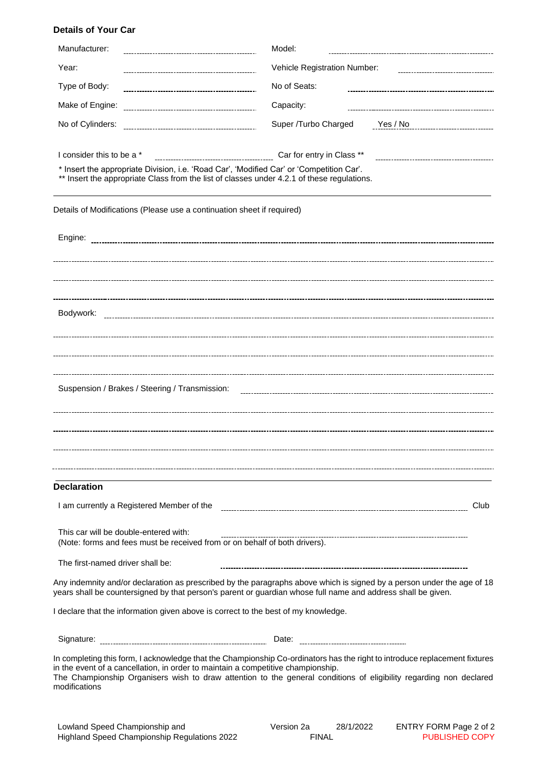## Details of Your Car

Manufacturer: ______________________ Model: ______________________

Year: ______________________ Vehicle Registration Number: ______________________

Type of Body: ______________________ No of Seats: ______________________

Make of Engine: ______________________ Capacity: ______________________

No of Cylinders: ______________________ Super /Turbo Charged Yes / No

I consider this to be a * ______________________ Car for entry in Class ** ______________________

* Insert the appropriate Division, i.e. 'Road Car', 'Modified Car' or 'Competition Car'.
** Insert the appropriate Class from the list of classes under 4.2.1 of these regulations.

Details of Modifications (Please use a continuation sheet if required)

Engine: ______________________

Bodywork: ______________________

Suspension / Brakes / Steering / Transmission: ______________________

## Declaration

I am currently a Registered Member of the ______________________ Club

This car will be double-entered with: ______________________
(Note: forms and fees must be received from or on behalf of both drivers).

The first-named driver shall be: ______________________

Any indemnity and/or declaration as prescribed by the paragraphs above which is signed by a person under the age of 18 years shall be countersigned by that person's parent or guardian whose full name and address shall be given.

I declare that the information given above is correct to the best of my knowledge.

Signature: ______________________ Date: ______________________

In completing this form, I acknowledge that the Championship Co-ordinators has the right to introduce replacement fixtures in the event of a cancellation, in order to maintain a competitive championship.
The Championship Organisers wish to draw attention to the general conditions of eligibility regarding non declared modifications